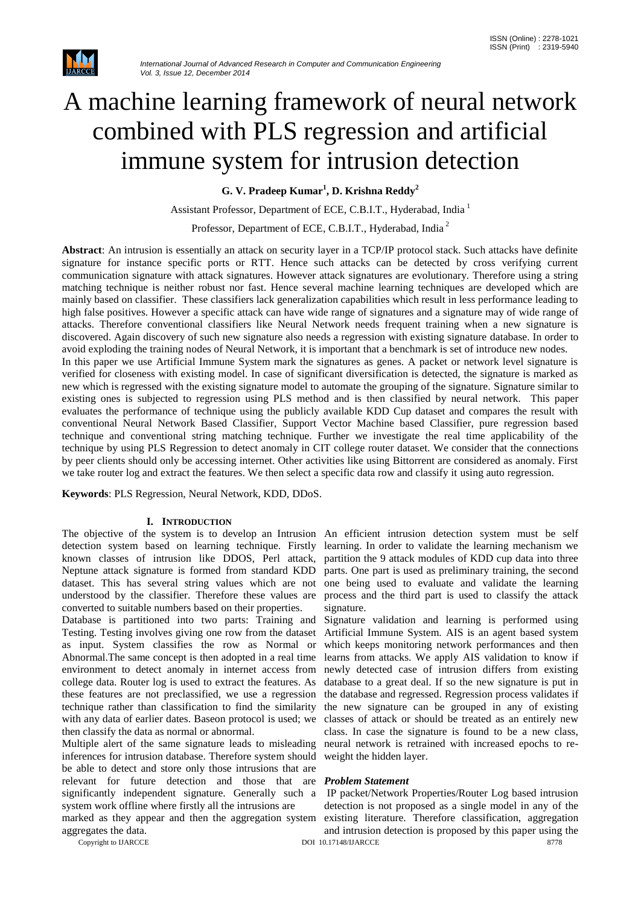# A machine learning framework of neural network combined with PLS regression and artificial immune system for intrusion detection

**G. V. Pradeep Kumar[1], D. Krishna Reddy[2]**

Assistant Professor, Department of ECE, C.B.I.T., Hyderabad, India [1]

Professor, Department of ECE, C.B.I.T., Hyderabad, India [2]

**Abstract**: An intrusion is essentially an attack on security layer in a TCP/IP protocol stack. Such attacks have definite signature for instance specific ports or RTT. Hence such attacks can be detected by cross verifying current communication signature with attack signatures. However attack signatures are evolutionary. Therefore using a string matching technique is neither robust nor fast. Hence several machine learning techniques are developed which are mainly based on classifier. These classifiers lack generalization capabilities which result in less performance leading to high false positives. However a specific attack can have wide range of signatures and a signature may of wide range of attacks. Therefore conventional classifiers like Neural Network needs frequent training when a new signature is discovered. Again discovery of such new signature also needs a regression with existing signature database. In order to avoid exploding the training nodes of Neural Network, it is important that a benchmark is set of introduce new nodes.
In this paper we use Artificial Immune System mark the signatures as genes. A packet or network level signature is verified for closeness with existing model. In case of significant diversification is detected, the signature is marked as new which is regressed with the existing signature model to automate the grouping of the signature. Signature similar to existing ones is subjected to regression using PLS method and is then classified by neural network. This paper evaluates the performance of technique using the publicly available KDD Cup dataset and compares the result with conventional Neural Network Based Classifier, Support Vector Machine based Classifier, pure regression based technique and conventional string matching technique. Further we investigate the real time applicability of the technique by using PLS Regression to detect anomaly in CIT college router dataset. We consider that the connections by peer clients should only be accessing internet. Other activities like using Bittorrent are considered as anomaly. First we take router log and extract the features. We then select a specific data row and classify it using auto regression.

**Keywords**: PLS Regression, Neural Network, KDD, DDoS.

## I. INTRODUCTION

The objective of the system is to develop an Intrusion detection system based on learning technique. Firstly known classes of intrusion like DDOS, Perl attack, Neptune attack signature is formed from standard KDD dataset. This has several string values which are not understood by the classifier. Therefore these values are converted to suitable numbers based on their properties.

Database is partitioned into two parts: Training and Testing. Testing involves giving one row from the dataset as input. System classifies the row as Normal or Abnormal.The same concept is then adopted in a real time environment to detect anomaly in internet access from college data. Router log is used to extract the features. As these features are not preclassified, we use a regression technique rather than classification to find the similarity with any data of earlier dates. Baseon protocol is used; we then classify the data as normal or abnormal.

Multiple alert of the same signature leads to misleading inferences for intrusion database. Therefore system should be able to detect and store only those intrusions that are relevant for future detection and those that are significantly independent signature. Generally such a system work offline where firstly all the intrusions are marked as they appear and then the aggregation system aggregates the data.

An efficient intrusion detection system must be self learning. In order to validate the learning mechanism we partition the 9 attack modules of KDD cup data into three parts. One part is used as preliminary training, the second one being used to evaluate and validate the learning process and the third part is used to classify the attack signature.

Signature validation and learning is performed using Artificial Immune System. AIS is an agent based system which keeps monitoring network performances and then learns from attacks. We apply AIS validation to know if newly detected case of intrusion differs from existing database to a great deal. If so the new signature is put in the database and regressed. Regression process validates if the new signature can be grouped in any of existing classes of attack or should be treated as an entirely new class. In case the signature is found to be a new class, neural network is retrained with increased epochs to re-weight the hidden layer.

***Problem Statement***

IP packet/Network Properties/Router Log based intrusion detection is not proposed as a single model in any of the existing literature. Therefore classification, aggregation and intrusion detection is proposed by this paper using the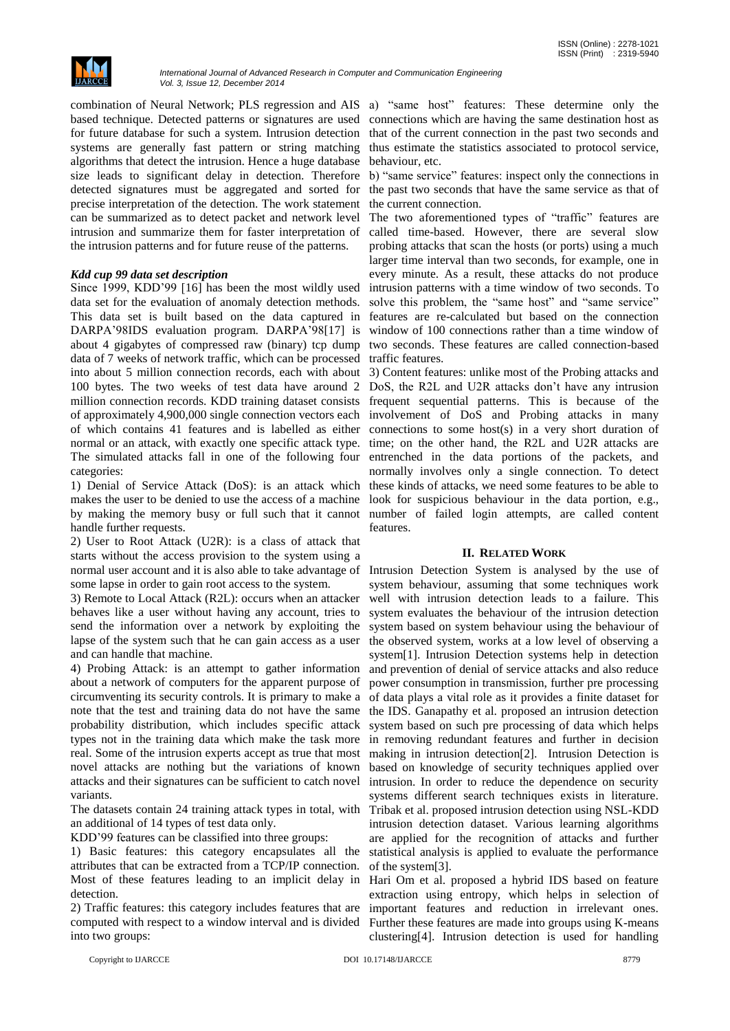combination of Neural Network; PLS regression and AIS based technique. Detected patterns or signatures are used for future database for such a system. Intrusion detection systems are generally fast pattern or string matching algorithms that detect the intrusion. Hence a huge database size leads to significant delay in detection. Therefore detected signatures must be aggregated and sorted for precise interpretation of the detection. The work statement can be summarized as to detect packet and network level intrusion and summarize them for faster interpretation of the intrusion patterns and for future reuse of the patterns.

### *Kdd cup 99 data set description*

Since 1999, KDD'99 [16] has been the most wildly used data set for the evaluation of anomaly detection methods. This data set is built based on the data captured in DARPA'98IDS evaluation program. DARPA'98[17] is about 4 gigabytes of compressed raw (binary) tcp dump data of 7 weeks of network traffic, which can be processed into about 5 million connection records, each with about 100 bytes. The two weeks of test data have around 2 million connection records. KDD training dataset consists of approximately 4,900,000 single connection vectors each of which contains 41 features and is labelled as either normal or an attack, with exactly one specific attack type. The simulated attacks fall in one of the following four categories:

1) Denial of Service Attack (DoS): is an attack which makes the user to be denied to use the access of a machine by making the memory busy or full such that it cannot handle further requests.

2) User to Root Attack (U2R): is a class of attack that starts without the access provision to the system using a normal user account and it is also able to take advantage of some lapse in order to gain root access to the system.

3) Remote to Local Attack (R2L): occurs when an attacker behaves like a user without having any account, tries to send the information over a network by exploiting the lapse of the system such that he can gain access as a user and can handle that machine.

4) Probing Attack: is an attempt to gather information about a network of computers for the apparent purpose of circumventing its security controls. It is primary to make a note that the test and training data do not have the same probability distribution, which includes specific attack types not in the training data which make the task more real. Some of the intrusion experts accept as true that most novel attacks are nothing but the variations of known attacks and their signatures can be sufficient to catch novel variants.

The datasets contain 24 training attack types in total, with an additional of 14 types of test data only.

KDD'99 features can be classified into three groups:

1) Basic features: this category encapsulates all the attributes that can be extracted from a TCP/IP connection. Most of these features leading to an implicit delay in detection.

2) Traffic features: this category includes features that are computed with respect to a window interval and is divided into two groups:

a) "same host" features: These determine only the connections which are having the same destination host as that of the current connection in the past two seconds and thus estimate the statistics associated to protocol service, behaviour, etc.

b) "same service" features: inspect only the connections in the past two seconds that have the same service as that of the current connection.

The two aforementioned types of "traffic" features are called time-based. However, there are several slow probing attacks that scan the hosts (or ports) using a much larger time interval than two seconds, for example, one in every minute. As a result, these attacks do not produce intrusion patterns with a time window of two seconds. To solve this problem, the "same host" and "same service" features are re-calculated but based on the connection window of 100 connections rather than a time window of two seconds. These features are called connection-based traffic features.

3) Content features: unlike most of the Probing attacks and DoS, the R2L and U2R attacks don't have any intrusion frequent sequential patterns. This is because of the involvement of DoS and Probing attacks in many connections to some host(s) in a very short duration of time; on the other hand, the R2L and U2R attacks are entrenched in the data portions of the packets, and normally involves only a single connection. To detect these kinds of attacks, we need some features to be able to look for suspicious behaviour in the data portion, e.g., number of failed login attempts, are called content features.

## II. Related Work

Intrusion Detection System is analysed by the use of system behaviour, assuming that some techniques work well with intrusion detection leads to a failure. This system evaluates the behaviour of the intrusion detection system based on system behaviour using the behaviour of the observed system, works at a low level of observing a system[1]. Intrusion Detection systems help in detection and prevention of denial of service attacks and also reduce power consumption in transmission, further pre processing of data plays a vital role as it provides a finite dataset for the IDS. Ganapathy et al. proposed an intrusion detection system based on such pre processing of data which helps in removing redundant features and further in decision making in intrusion detection[2]. Intrusion Detection is based on knowledge of security techniques applied over intrusion. In order to reduce the dependence on security systems different search techniques exists in literature. Tribak et al. proposed intrusion detection using NSL-KDD intrusion detection dataset. Various learning algorithms are applied for the recognition of attacks and further statistical analysis is applied to evaluate the performance of the system[3].

Hari Om et al. proposed a hybrid IDS based on feature extraction using entropy, which helps in selection of important features and reduction in irrelevant ones. Further these features are made into groups using K-means clustering[4]. Intrusion detection is used for handling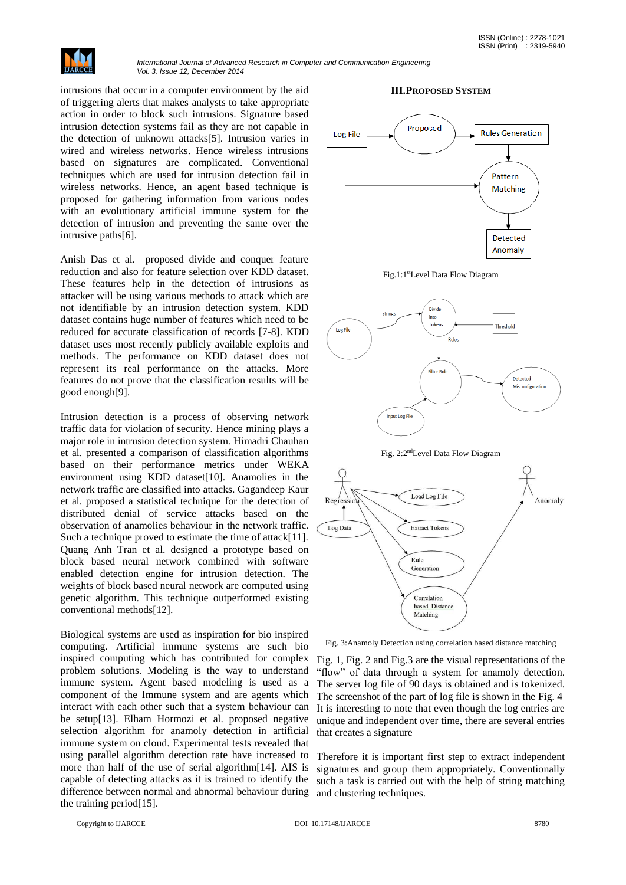intrusions that occur in a computer environment by the aid of triggering alerts that makes analysts to take appropriate action in order to block such intrusions. Signature based intrusion detection systems fail as they are not capable in the detection of unknown attacks[5]. Intrusion varies in wired and wireless networks. Hence wireless intrusions based on signatures are complicated. Conventional techniques which are used for intrusion detection fail in wireless networks. Hence, an agent based technique is proposed for gathering information from various nodes with an evolutionary artificial immune system for the detection of intrusion and preventing the same over the intrusive paths[6].

Anish Das et al. proposed divide and conquer feature reduction and also for feature selection over KDD dataset. These features help in the detection of intrusions as attacker will be using various methods to attack which are not identifiable by an intrusion detection system. KDD dataset contains huge number of features which need to be reduced for accurate classification of records [7-8]. KDD dataset uses most recently publicly available exploits and methods. The performance on KDD dataset does not represent its real performance on the attacks. More features do not prove that the classification results will be good enough[9].

Intrusion detection is a process of observing network traffic data for violation of security. Hence mining plays a major role in intrusion detection system. Himadri Chauhan et al. presented a comparison of classification algorithms based on their performance metrics under WEKA environment using KDD dataset[10]. Anamolies in the network traffic are classified into attacks. Gagandeep Kaur et al. proposed a statistical technique for the detection of distributed denial of service attacks based on the observation of anamolies behaviour in the network traffic. Such a technique proved to estimate the time of attack[11]. Quang Anh Tran et al. designed a prototype based on block based neural network combined with software enabled detection engine for intrusion detection. The weights of block based neural network are computed using genetic algorithm. This technique outperformed existing conventional methods[12].

Biological systems are used as inspiration for bio inspired computing. Artificial immune systems are such bio inspired computing which has contributed for complex problem solutions. Modeling is the way to understand immune system. Agent based modeling is used as a component of the Immune system and are agents which interact with each other such that a system behaviour can be setup[13]. Elham Hormozi et al. proposed negative selection algorithm for anamoly detection in artificial immune system on cloud. Experimental tests revealed that using parallel algorithm detection rate have increased to more than half of the use of serial algorithm[14]. AIS is capable of detecting attacks as it is trained to identify the difference between normal and abnormal behaviour during the training period[15].

## III. PROPOSED SYSTEM

Fig.1: 1st Level Data Flow Diagram

Fig. 2: 2nd Level Data Flow Diagram

Fig. 3: Anamoly Detection using correlation based distance matching

Fig. 1, Fig. 2 and Fig.3 are the visual representations of the "flow" of data through a system for anamoly detection. The server log file of 90 days is obtained and is tokenized. The screenshot of the part of log file is shown in the Fig. 4 It is interesting to note that even though the log entries are unique and independent over time, there are several entries that creates a signature

Therefore it is important first step to extract independent signatures and group them appropriately. Conventionally such a task is carried out with the help of string matching and clustering techniques.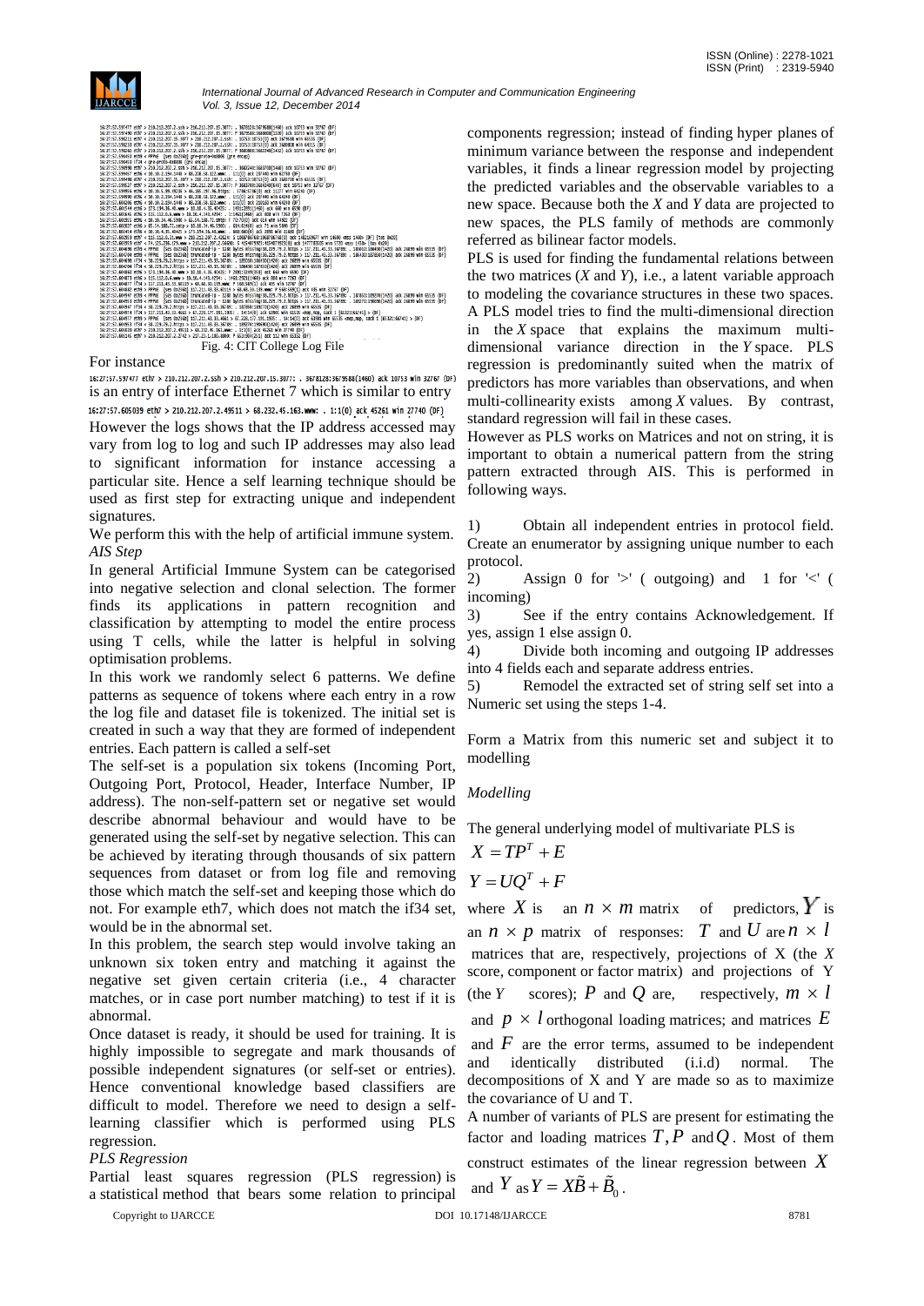Fig. 4: CIT College Log File

For instance

16:27:57.597477 eth7 > 210.212.207.2.ssh > 210.212.207.15.3077: . 3678128:3679588(1460) ack 10753 win 32767 (DF)

is an entry of interface Ethernet 7 which is similar to entry

16:27:57.605039 eth7 > 210.212.207.2.49511 > 68.232.45.163.www: . 1:1(0) ack 45261 win 27740 (DF)

However the logs shows that the IP address accessed may vary from log to log and such IP addresses may also lead to significant information for instance accessing a particular site. Hence a self learning technique should be used as first step for extracting unique and independent signatures.

We perform this with the help of artificial immune system.

*AIS Step*

In general Artificial Immune System can be categorised into negative selection and clonal selection. The former finds its applications in pattern recognition and classification by attempting to model the entire process using T cells, while the latter is helpful in solving optimisation problems.

In this work we randomly select 6 patterns. We define patterns as sequence of tokens where each entry in a row the log file and dataset file is tokenized. The initial set is created in such a way that they are formed of independent entries. Each pattern is called a self-set

The self-set is a population six tokens (Incoming Port, Outgoing Port, Protocol, Header, Interface Number, IP address). The non-self-pattern set or negative set would describe abnormal behaviour and would have to be generated using the self-set by negative selection. This can be achieved by iterating through thousands of six pattern sequences from dataset or from log file and removing those which match the self-set and keeping those which do not. For example eth7, which does not match the if34 set, would be in the abnormal set.

In this problem, the search step would involve taking an unknown six token entry and matching it against the negative set given certain criteria (i.e., 4 character matches, or in case port number matching) to test if it is abnormal.

Once dataset is ready, it should be used for training. It is highly impossible to segregate and mark thousands of possible independent signatures (or self-set or entries). Hence conventional knowledge based classifiers are difficult to model. Therefore we need to design a self-learning classifier which is performed using PLS regression.

*PLS Regression*

Partial least squares regression (PLS regression) is a statistical method that bears some relation to principal components regression; instead of finding hyper planes of minimum variance between the response and independent variables, it finds a linear regression model by projecting the predicted variables and the observable variables to a new space. Because both the *X* and *Y* data are projected to new spaces, the PLS family of methods are commonly referred as bilinear factor models.

PLS is used for finding the fundamental relations between the two matrices (*X* and *Y*), i.e., a latent variable approach to modeling the covariance structures in these two spaces. A PLS model tries to find the multi-dimensional direction in the *X* space that explains the maximum multi-dimensional variance direction in the *Y* space. PLS regression is predominantly suited when the matrix of predictors has more variables than observations, and when multi-collinearity exists among *X* values. By contrast, standard regression will fail in these cases.

However as PLS works on Matrices and not on string, it is important to obtain a numerical pattern from the string pattern extracted through AIS. This is performed in following ways.

1) Obtain all independent entries in protocol field. Create an enumerator by assigning unique number to each protocol.
2) Assign 0 for '>' ( outgoing) and 1 for '<' ( incoming)
3) See if the entry contains Acknowledgement. If yes, assign 1 else assign 0.
4) Divide both incoming and outgoing IP addresses into 4 fields each and separate address entries.
5) Remodel the extracted set of string self set into a Numeric set using the steps 1-4.

Form a Matrix from this numeric set and subject it to modelling

*Modelling*

The general underlying model of multivariate PLS is

$$X = TP^T + E$$

$$Y = UQ^T + F$$

where $X$ is an $n \times m$ matrix of predictors, $Y$ is an $n \times p$ matrix of responses: $T$ and $U$ are $n \times l$ matrices that are, respectively, projections of X (the *X* score, component or factor matrix) and projections of Y (the *Y* scores); $P$ and $Q$ are, respectively, $m \times l$ and $p \times l$ orthogonal loading matrices; and matrices $E$ and $F$ are the error terms, assumed to be independent and identically distributed (i.i.d) normal. The decompositions of X and Y are made so as to maximize the covariance of U and T.

A number of variants of PLS are present for estimating the factor and loading matrices $T, P$ and $Q$. Most of them construct estimates of the linear regression between $X$ and $Y$ as $Y = X\tilde{B} + \tilde{B}_0$.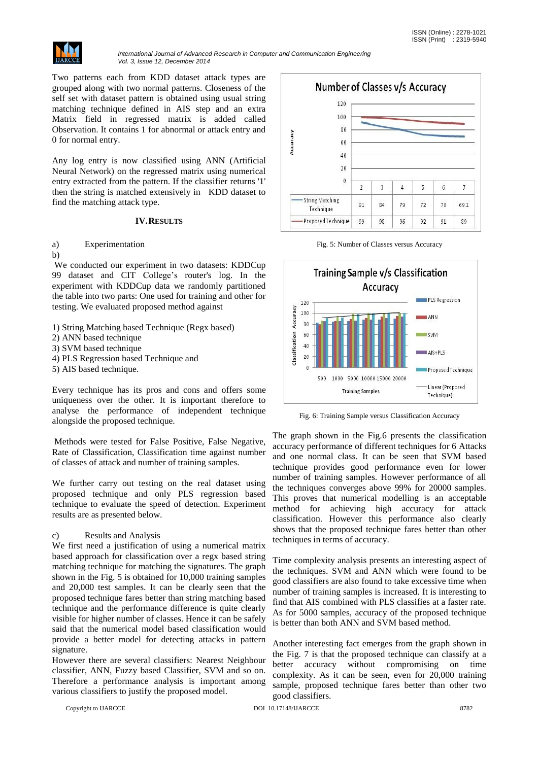Two patterns each from KDD dataset attack types are grouped along with two normal patterns. Closeness of the self set with dataset pattern is obtained using usual string matching technique defined in AIS step and an extra Matrix field in regressed matrix is added called Observation. It contains 1 for abnormal or attack entry and 0 for normal entry.

Any log entry is now classified using ANN (Artificial Neural Network) on the regressed matrix using numerical entry extracted from the pattern. If the classifier returns '1' then the string is matched extensively in KDD dataset to find the matching attack type.

## IV. RESULTS

a) Experimentation

b)

We conducted our experiment in two datasets: KDDCup 99 dataset and CIT College's router's log. In the experiment with KDDCup data we randomly partitioned the table into two parts: One used for training and other for testing. We evaluated proposed method against

1) String Matching based Technique (Regx based)
2) ANN based technique
3) SVM based technique
4) PLS Regression based Technique and
5) AIS based technique.

Every technique has its pros and cons and offers some uniqueness over the other. It is important therefore to analyse the performance of independent technique alongside the proposed technique.

Methods were tested for False Positive, False Negative, Rate of Classification, Classification time against number of classes of attack and number of training samples.

We further carry out testing on the real dataset using proposed technique and only PLS regression based technique to evaluate the speed of detection. Experiment results are as presented below.

c) Results and Analysis

We first need a justification of using a numerical matrix based approach for classification over a regx based string matching technique for matching the signatures. The graph shown in the Fig. 5 is obtained for 10,000 training samples and 20,000 test samples. It can be clearly seen that the proposed technique fares better than string matching based technique and the performance difference is quite clearly visible for higher number of classes. Hence it can be safely said that the numerical model based classification would provide a better model for detecting attacks in pattern signature.

However there are several classifiers: Nearest Neighbour classifier, ANN, Fuzzy based Classifier, SVM and so on. Therefore a performance analysis is important among various classifiers to justify the proposed model.

| | 2 | 3 | 4 | 5 | 6 | 7 |
|---|---|---|---|---|---|---|
| String Matching Technique | 91 | 84 | 79 | 72 | 70 | 69.1 |
| Proposed Technique | 99 | 98 | 96 | 92 | 91 | 89 |

Fig. 5: Number of Classes versus Accuracy

Fig. 6: Training Sample versus Classification Accuracy

The graph shown in the Fig.6 presents the classification accuracy performance of different techniques for 6 Attacks and one normal class. It can be seen that SVM based technique provides good performance even for lower number of training samples. However performance of all the techniques converges above 99% for 20000 samples. This proves that numerical modelling is an acceptable method for achieving high accuracy for attack classification. However this performance also clearly shows that the proposed technique fares better than other techniques in terms of accuracy.

Time complexity analysis presents an interesting aspect of the techniques. SVM and ANN which were found to be good classifiers are also found to take excessive time when number of training samples is increased. It is interesting to find that AIS combined with PLS classifies at a faster rate. As for 5000 samples, accuracy of the proposed technique is better than both ANN and SVM based method.

Another interesting fact emerges from the graph shown in the Fig. 7 is that the proposed technique can classify at a better accuracy without compromising on time complexity. As it can be seen, even for 20,000 training sample, proposed technique fares better than other two good classifiers.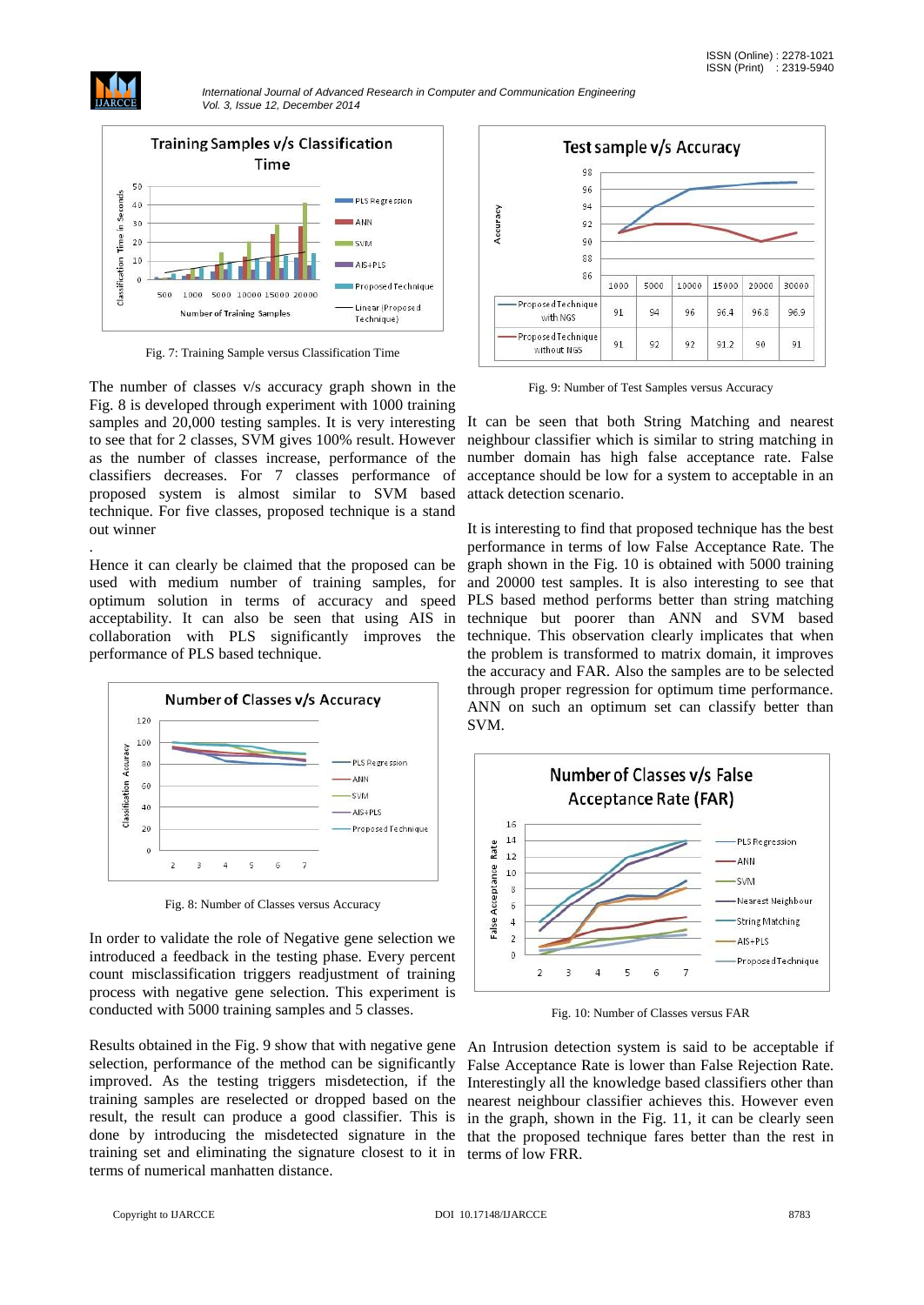Fig. 7: Training Sample versus Classification Time

The number of classes v/s accuracy graph shown in the Fig. 8 is developed through experiment with 1000 training samples and 20,000 testing samples. It is very interesting to see that for 2 classes, SVM gives 100% result. However as the number of classes increase, performance of the classifiers decreases. For 7 classes performance of proposed system is almost similar to SVM based technique. For five classes, proposed technique is a stand out winner

.

Hence it can clearly be claimed that the proposed can be used with medium number of training samples, for optimum solution in terms of accuracy and speed acceptability. It can also be seen that using AIS in collaboration with PLS significantly improves the performance of PLS based technique.

Fig. 8: Number of Classes versus Accuracy

In order to validate the role of Negative gene selection we introduced a feedback in the testing phase. Every percent count misclassification triggers readjustment of training process with negative gene selection. This experiment is conducted with 5000 training samples and 5 classes.

Results obtained in the Fig. 9 show that with negative gene selection, performance of the method can be significantly improved. As the testing triggers misdetection, if the training samples are reselected or dropped based on the result, the result can produce a good classifier. This is done by introducing the misdetected signature in the training set and eliminating the signature closest to it in terms of numerical manhatten distance.

| | 1000 | 5000 | 10000 | 15000 | 20000 | 30000 |
|---|---|---|---|---|---|---|
| Proposed Technique with NGS | 91 | 94 | 96 | 96.4 | 96.8 | 96.9 |
| Proposed Technique without NGS | 91 | 92 | 92 | 91.2 | 90 | 91 |

Fig. 9: Number of Test Samples versus Accuracy

It can be seen that both String Matching and nearest neighbour classifier which is similar to string matching in number domain has high false acceptance rate. False acceptance should be low for a system to acceptable in an attack detection scenario.

It is interesting to find that proposed technique has the best performance in terms of low False Acceptance Rate. The graph shown in the Fig. 10 is obtained with 5000 training and 20000 test samples. It is also interesting to see that PLS based method performs better than string matching technique but poorer than ANN and SVM based technique. This observation clearly implicates that when the problem is transformed to matrix domain, it improves the accuracy and FAR. Also the samples are to be selected through proper regression for optimum time performance. ANN on such an optimum set can classify better than SVM.

Fig. 10: Number of Classes versus FAR

An Intrusion detection system is said to be acceptable if False Acceptance Rate is lower than False Rejection Rate. Interestingly all the knowledge based classifiers other than nearest neighbour classifier achieves this. However even in the graph, shown in the Fig. 11, it can be clearly seen that the proposed technique fares better than the rest in terms of low FRR.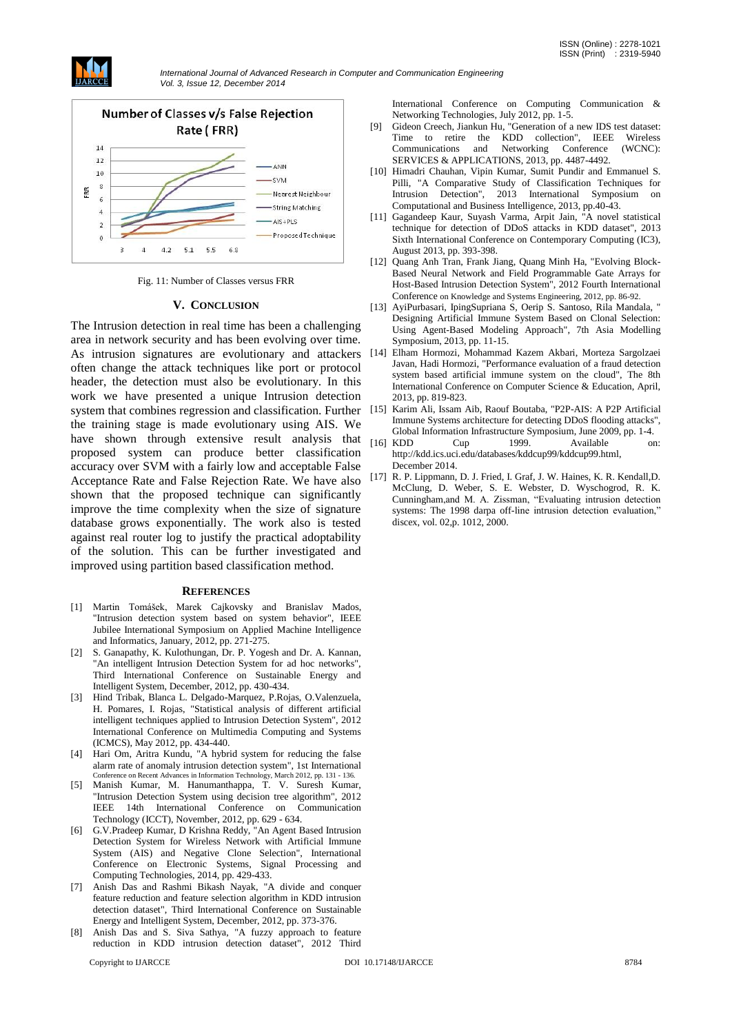Number of Classes v/s False Rejection Rate ( FRR)

14
12
10
8
6
4
2
0

FRR

3
4
4.2
5.1
5.5
6.8

ANN
SVM
Nearest Neighbour
String Matching
AIS+PLS
Proposed Technique

Fig. 11: Number of Classes versus FRR

## V. CONCLUSION

The Intrusion detection in real time has been a challenging area in network security and has been evolving over time. As intrusion signatures are evolutionary and attackers often change the attack techniques like port or protocol header, the detection must also be evolutionary. In this work we have presented a unique Intrusion detection system that combines regression and classification. Further the training stage is made evolutionary using AIS. We have shown through extensive result analysis that proposed system can produce better classification accuracy over SVM with a fairly low and acceptable False Acceptance Rate and False Rejection Rate. We have also shown that the proposed technique can significantly improve the time complexity when the size of signature database grows exponentially. The work also is tested against real router log to justify the practical adoptability of the solution. This can be further investigated and improved using partition based classification method.

## REFERENCES

[1] Martin Tomášek, Marek Cajkovsky and Branislav Mados, "Intrusion detection system based on system behavior", IEEE Jubilee International Symposium on Applied Machine Intelligence and Informatics, January, 2012, pp. 271-275.

[2] S. Ganapathy, K. Kulothungan, Dr. P. Yogesh and Dr. A. Kannan, "An intelligent Intrusion Detection System for ad hoc networks", Third International Conference on Sustainable Energy and Intelligent System, December, 2012, pp. 430-434.

[3] Hind Tribak, Blanca L. Delgado-Marquez, P.Rojas, O.Valenzuela, H. Pomares, I. Rojas, "Statistical analysis of different artificial intelligent techniques applied to Intrusion Detection System", 2012 International Conference on Multimedia Computing and Systems (ICMCS), May 2012, pp. 434-440.

[4] Hari Om, Aritra Kundu, "A hybrid system for reducing the false alarm rate of anomaly intrusion detection system", 1st International Conference on Recent Advances in Information Technology, March 2012, pp. 131 - 136.

[5] Manish Kumar, M. Hanumanthappa, T. V. Suresh Kumar, "Intrusion Detection System using decision tree algorithm", 2012 IEEE 14th International Conference on Communication Technology (ICCT), November, 2012, pp. 629 - 634.

[6] G.V.Pradeep Kumar, D Krishna Reddy, "An Agent Based Intrusion Detection System for Wireless Network with Artificial Immune System (AIS) and Negative Clone Selection", International Conference on Electronic Systems, Signal Processing and Computing Technologies, 2014, pp. 429-433.

[7] Anish Das and Rashmi Bikash Nayak, "A divide and conquer feature reduction and feature selection algorithm in KDD intrusion detection dataset", Third International Conference on Sustainable Energy and Intelligent System, December, 2012, pp. 373-376.

[8] Anish Das and S. Siva Sathya, "A fuzzy approach to feature reduction in KDD intrusion detection dataset", 2012 Third International Conference on Computing Communication & Networking Technologies, July 2012, pp. 1-5.

[9] Gideon Creech, Jiankun Hu, "Generation of a new IDS test dataset: Time to retire the KDD collection", IEEE Wireless Communications and Networking Conference (WCNC): SERVICES & APPLICATIONS, 2013, pp. 4487-4492.

[10] Himadri Chauhan, Vipin Kumar, Sumit Pundir and Emmanuel S. Pilli, "A Comparative Study of Classification Techniques for Intrusion Detection", 2013 International Symposium on Computational and Business Intelligence, 2013, pp.40-43.

[11] Gagandeep Kaur, Suyash Varma, Arpit Jain, "A novel statistical technique for detection of DDoS attacks in KDD dataset", 2013 Sixth International Conference on Contemporary Computing (IC3), August 2013, pp. 393-398.

[12] Quang Anh Tran, Frank Jiang, Quang Minh Ha, "Evolving Block-Based Neural Network and Field Programmable Gate Arrays for Host-Based Intrusion Detection System", 2012 Fourth International Conference on Knowledge and Systems Engineering, 2012, pp. 86-92.

[13] AyiPurbasari, IpingSupriana S, Oerip S. Santoso, Rila Mandala, " Designing Artificial Immune System Based on Clonal Selection: Using Agent-Based Modeling Approach", 7th Asia Modelling Symposium, 2013, pp. 11-15.

[14] Elham Hormozi, Mohammad Kazem Akbari, Morteza Sargolzaei Javan, Hadi Hormozi, "Performance evaluation of a fraud detection system based artificial immune system on the cloud", The 8th International Conference on Computer Science & Education, April, 2013, pp. 819-823.

[15] Karim Ali, Issam Aib, Raouf Boutaba, "P2P-AIS: A P2P Artificial Immune Systems architecture for detecting DDoS flooding attacks", Global Information Infrastructure Symposium, June 2009, pp. 1-4.

[16] KDD Cup 1999. Available on: http://kdd.ics.uci.edu/databases/kddcup99/kddcup99.html, December 2014.

[17] R. P. Lippmann, D. J. Fried, I. Graf, J. W. Haines, K. R. Kendall,D. McClung, D. Weber, S. E. Webster, D. Wyschogrod, R. K. Cunningham,and M. A. Zissman, "Evaluating intrusion detection systems: The 1998 darpa off-line intrusion detection evaluation," discex, vol. 02,p. 1012, 2000.